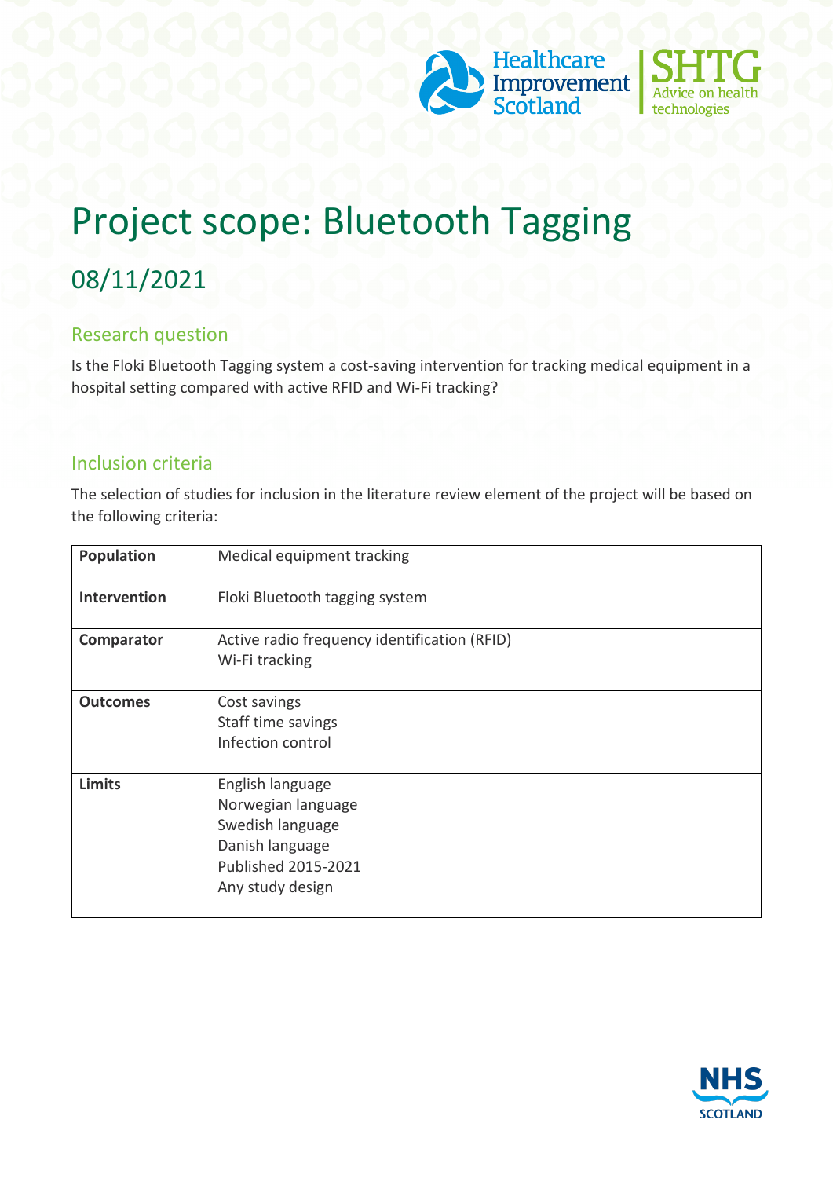# Project scope: Bluetooth Tagging

## 08/11/2021

### Research question

Is the Floki Bluetooth Tagging system a cost-saving intervention for tracking medical equipment in a hospital setting compared with active RFID and Wi-Fi tracking?

### Inclusion criteria

The selection of studies for inclusion in the literature review element of the project will be based on the following criteria:

| | |
|---|---|
| **Population** | Medical equipment tracking |
| **Intervention** | Floki Bluetooth tagging system |
| **Comparator** | Active radio frequency identification (RFID)<br>Wi-Fi tracking |
| **Outcomes** | Cost savings<br>Staff time savings<br>Infection control |
| **Limits** | English language<br>Norwegian language<br>Swedish language<br>Danish language<br>Published 2015-2021<br>Any study design |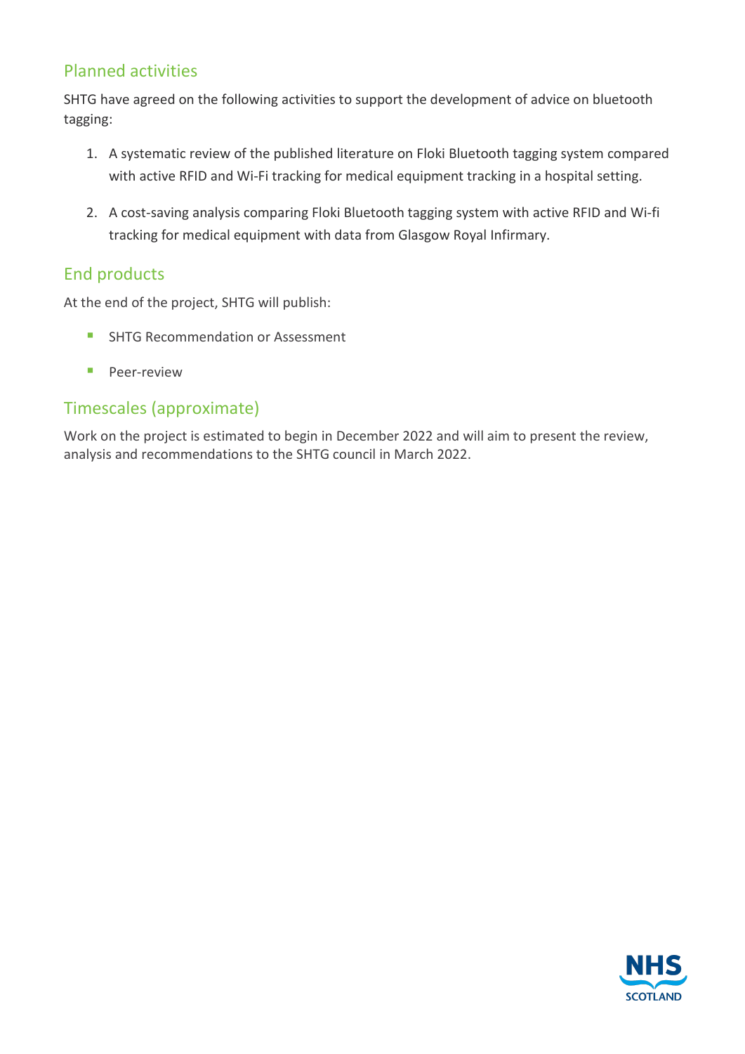## Planned activities

SHTG have agreed on the following activities to support the development of advice on bluetooth tagging:

1. A systematic review of the published literature on Floki Bluetooth tagging system compared with active RFID and Wi-Fi tracking for medical equipment tracking in a hospital setting.

2. A cost-saving analysis comparing Floki Bluetooth tagging system with active RFID and Wi-fi tracking for medical equipment with data from Glasgow Royal Infirmary.

## End products

At the end of the project, SHTG will publish:

- SHTG Recommendation or Assessment
- Peer-review

## Timescales (approximate)

Work on the project is estimated to begin in December 2022 and will aim to present the review, analysis and recommendations to the SHTG council in March 2022.